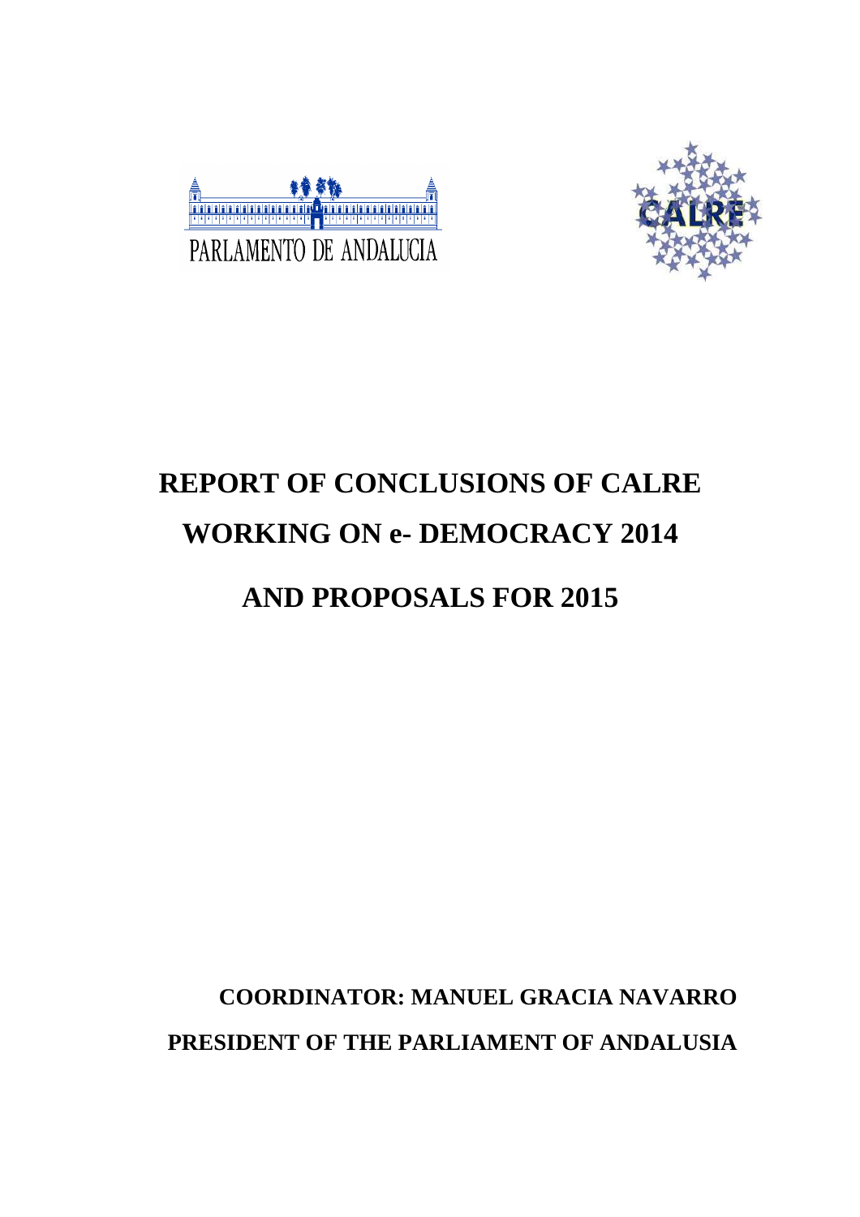PARLAMENTO DE ANDALUCIA

CALRE

# REPORT OF CONCLUSIONS OF CALRE WORKING ON e- DEMOCRACY 2014

# AND PROPOSALS FOR 2015

**COORDINATOR: MANUEL GRACIA NAVARRO**

**PRESIDENT OF THE PARLIAMENT OF ANDALUSIA**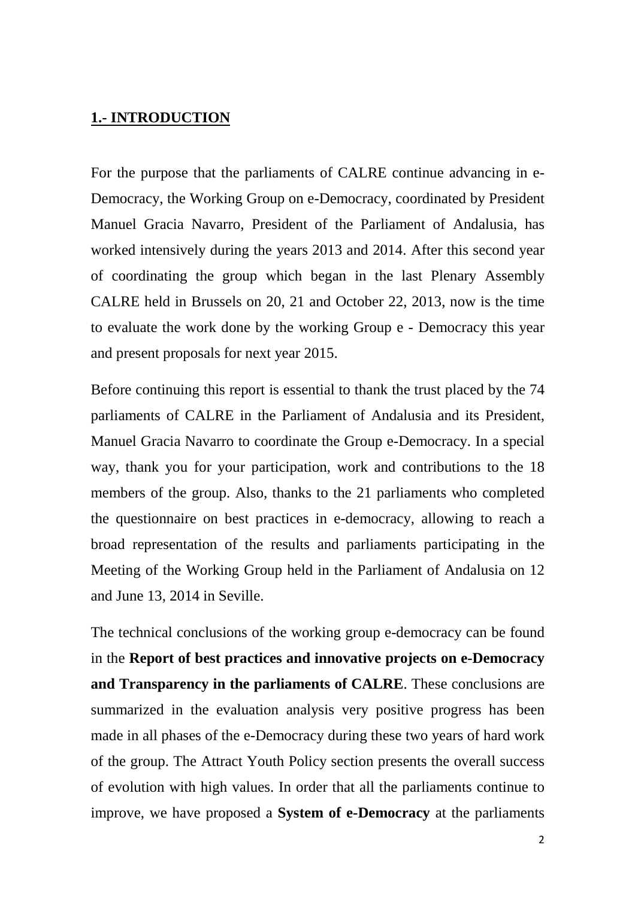## **1.- INTRODUCTION**

For the purpose that the parliaments of CALRE continue advancing in e-Democracy, the Working Group on e-Democracy, coordinated by President Manuel Gracia Navarro, President of the Parliament of Andalusia, has worked intensively during the years 2013 and 2014. After this second year of coordinating the group which began in the last Plenary Assembly CALRE held in Brussels on 20, 21 and October 22, 2013, now is the time to evaluate the work done by the working Group e - Democracy this year and present proposals for next year 2015.

Before continuing this report is essential to thank the trust placed by the 74 parliaments of CALRE in the Parliament of Andalusia and its President, Manuel Gracia Navarro to coordinate the Group e-Democracy. In a special way, thank you for your participation, work and contributions to the 18 members of the group. Also, thanks to the 21 parliaments who completed the questionnaire on best practices in e-democracy, allowing to reach a broad representation of the results and parliaments participating in the Meeting of the Working Group held in the Parliament of Andalusia on 12 and June 13, 2014 in Seville.

The technical conclusions of the working group e-democracy can be found in the **Report of best practices and innovative projects on e-Democracy and Transparency in the parliaments of CALRE**. These conclusions are summarized in the evaluation analysis very positive progress has been made in all phases of the e-Democracy during these two years of hard work of the group. The Attract Youth Policy section presents the overall success of evolution with high values. In order that all the parliaments continue to improve, we have proposed a **System of e-Democracy** at the parliaments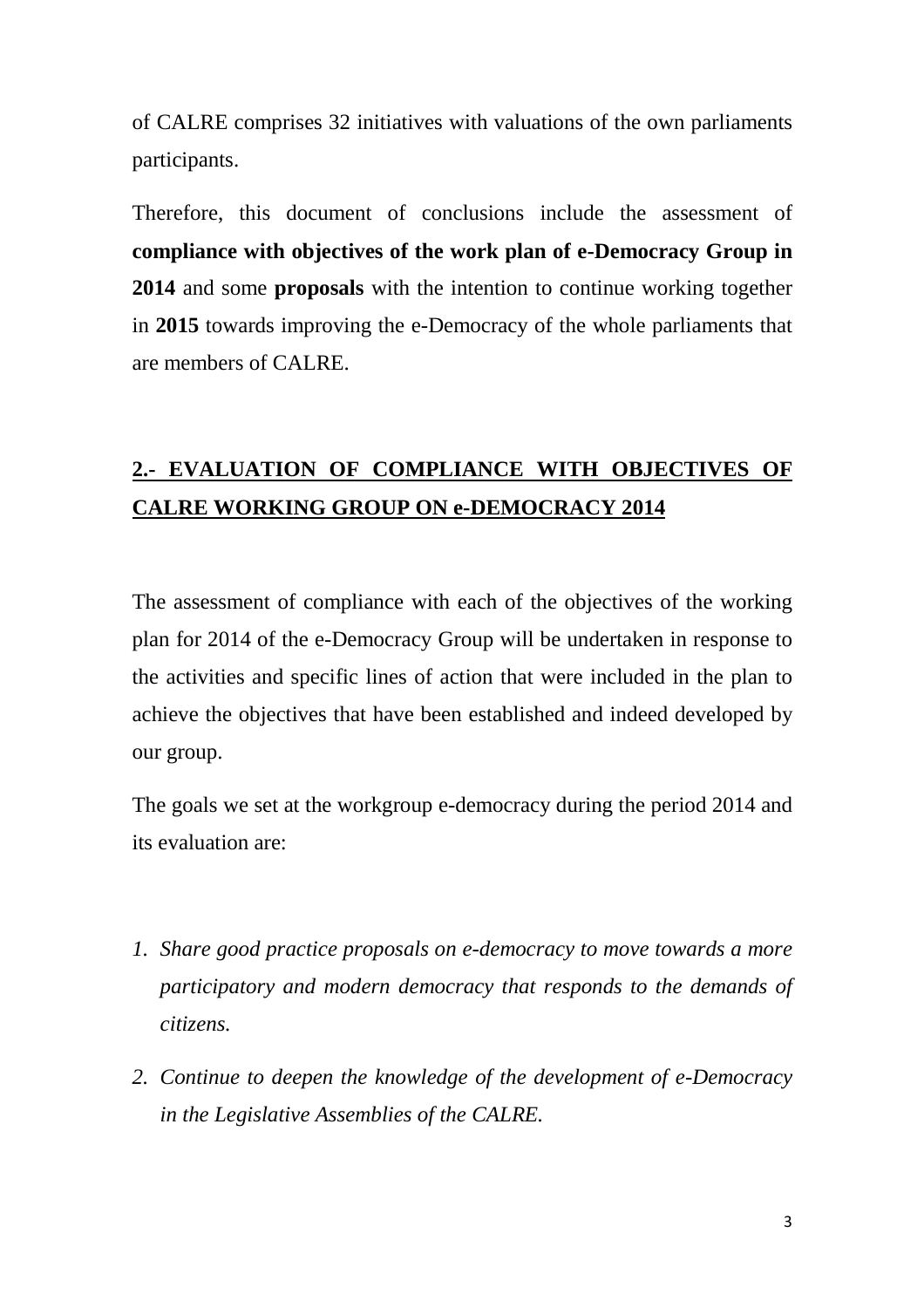of CALRE comprises 32 initiatives with valuations of the own parliaments participants.

Therefore, this document of conclusions include the assessment of **compliance with objectives of the work plan of e-Democracy Group in 2014** and some **proposals** with the intention to continue working together in **2015** towards improving the e-Democracy of the whole parliaments that are members of CALRE.

## 2.- EVALUATION OF COMPLIANCE WITH OBJECTIVES OF CALRE WORKING GROUP ON e-DEMOCRACY 2014

The assessment of compliance with each of the objectives of the working plan for 2014 of the e-Democracy Group will be undertaken in response to the activities and specific lines of action that were included in the plan to achieve the objectives that have been established and indeed developed by our group.

The goals we set at the workgroup e-democracy during the period 2014 and its evaluation are:

1. *Share good practice proposals on e-democracy to move towards a more participatory and modern democracy that responds to the demands of citizens.*
2. *Continue to deepen the knowledge of the development of e-Democracy in the Legislative Assemblies of the CALRE.*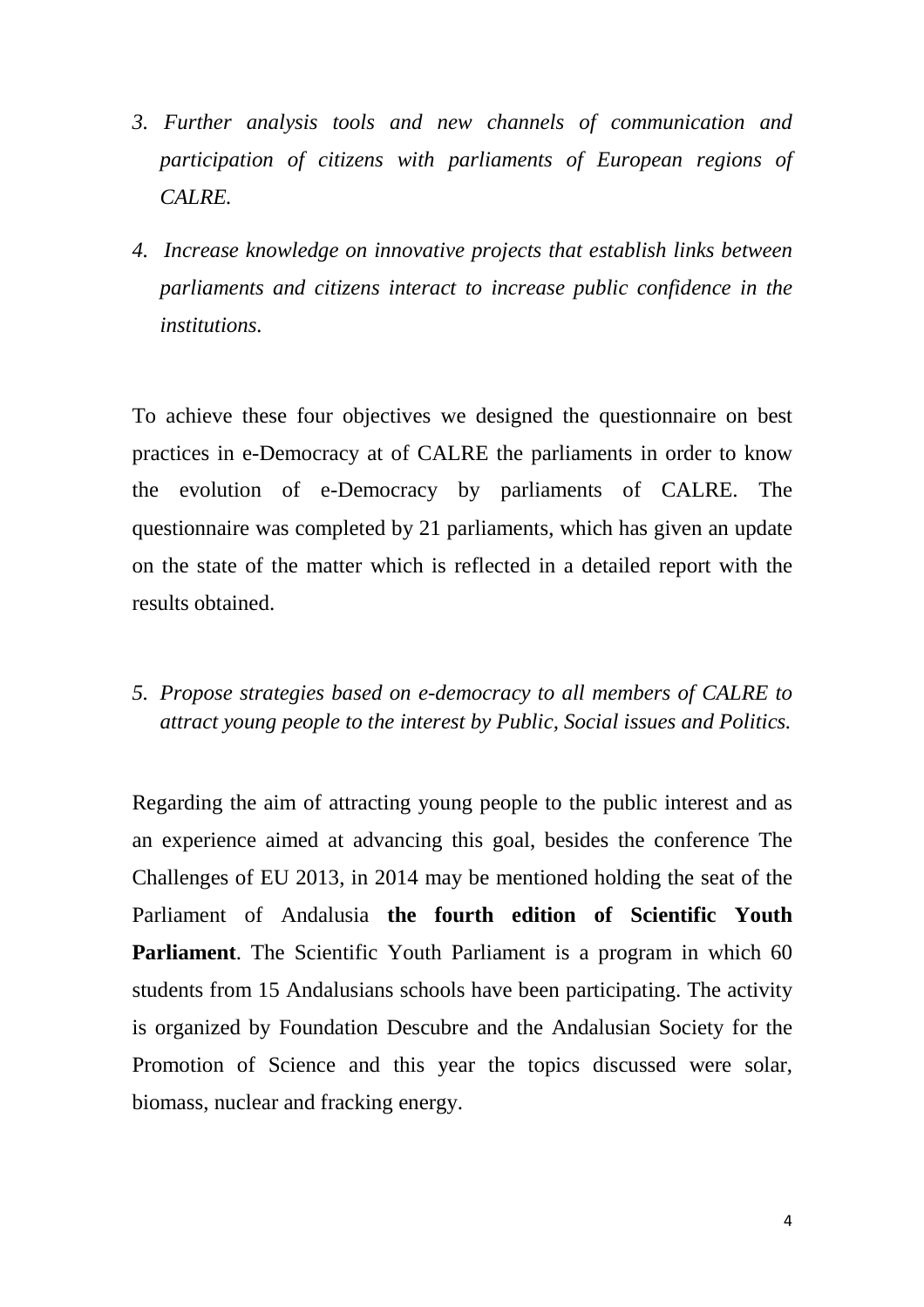3. *Further analysis tools and new channels of communication and participation of citizens with parliaments of European regions of CALRE.*

4. *Increase knowledge on innovative projects that establish links between parliaments and citizens interact to increase public confidence in the institutions.*

To achieve these four objectives we designed the questionnaire on best practices in e-Democracy at of CALRE the parliaments in order to know the evolution of e-Democracy by parliaments of CALRE. The questionnaire was completed by 21 parliaments, which has given an update on the state of the matter which is reflected in a detailed report with the results obtained.

5. *Propose strategies based on e-democracy to all members of CALRE to attract young people to the interest by Public, Social issues and Politics.*

Regarding the aim of attracting young people to the public interest and as an experience aimed at advancing this goal, besides the conference The Challenges of EU 2013, in 2014 may be mentioned holding the seat of the Parliament of Andalusia **the fourth edition of Scientific Youth Parliament**. The Scientific Youth Parliament is a program in which 60 students from 15 Andalusians schools have been participating. The activity is organized by Foundation Descubre and the Andalusian Society for the Promotion of Science and this year the topics discussed were solar, biomass, nuclear and fracking energy.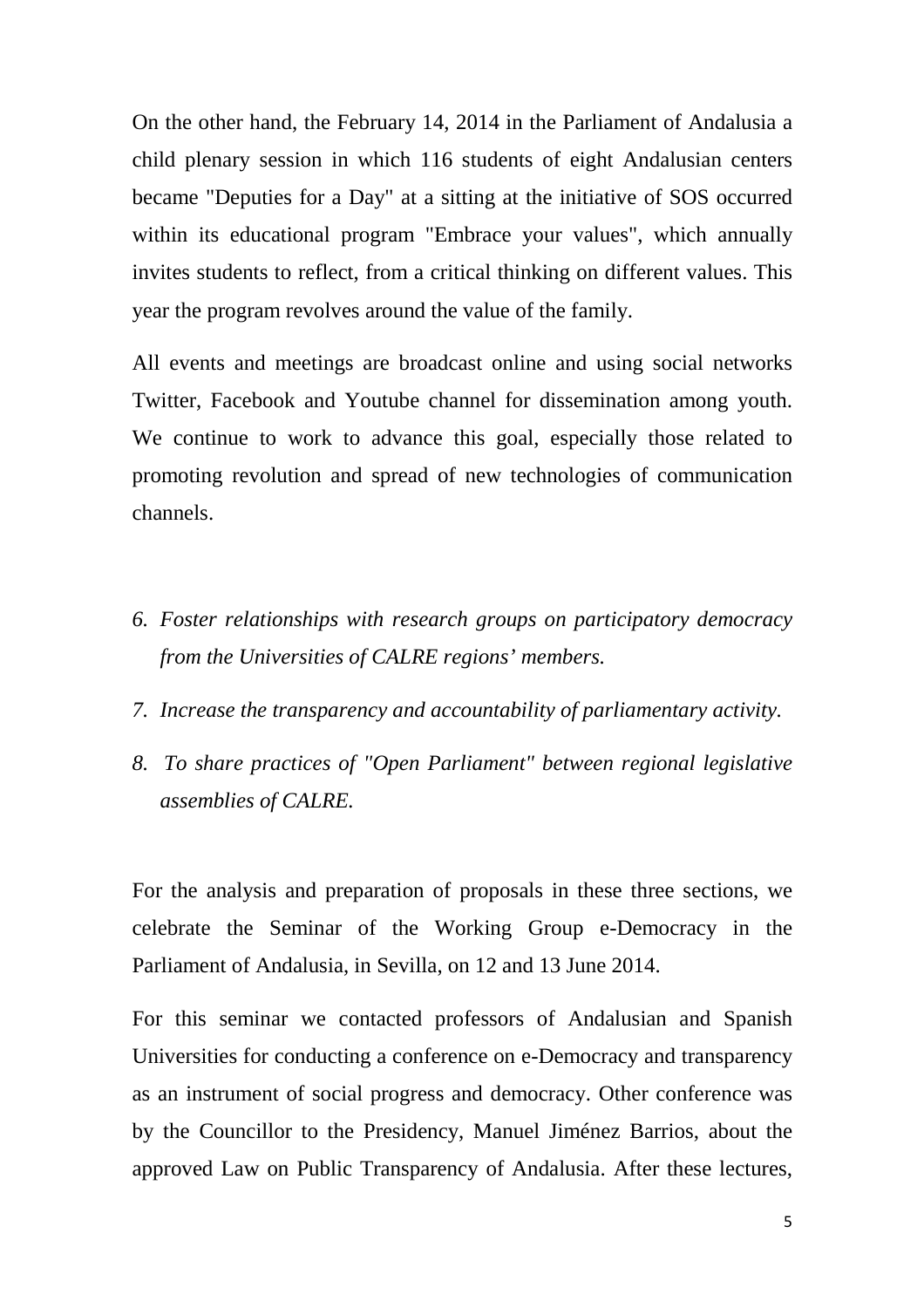On the other hand, the February 14, 2014 in the Parliament of Andalusia a child plenary session in which 116 students of eight Andalusian centers became "Deputies for a Day" at a sitting at the initiative of SOS occurred within its educational program "Embrace your values", which annually invites students to reflect, from a critical thinking on different values. This year the program revolves around the value of the family.

All events and meetings are broadcast online and using social networks Twitter, Facebook and Youtube channel for dissemination among youth. We continue to work to advance this goal, especially those related to promoting revolution and spread of new technologies of communication channels.

6. *Foster relationships with research groups on participatory democracy from the Universities of CALRE regions' members.*
7. *Increase the transparency and accountability of parliamentary activity.*
8. *To share practices of "Open Parliament" between regional legislative assemblies of CALRE.*

For the analysis and preparation of proposals in these three sections, we celebrate the Seminar of the Working Group e-Democracy in the Parliament of Andalusia, in Sevilla, on 12 and 13 June 2014.

For this seminar we contacted professors of Andalusian and Spanish Universities for conducting a conference on e-Democracy and transparency as an instrument of social progress and democracy. Other conference was by the Councillor to the Presidency, Manuel Jiménez Barrios, about the approved Law on Public Transparency of Andalusia. After these lectures,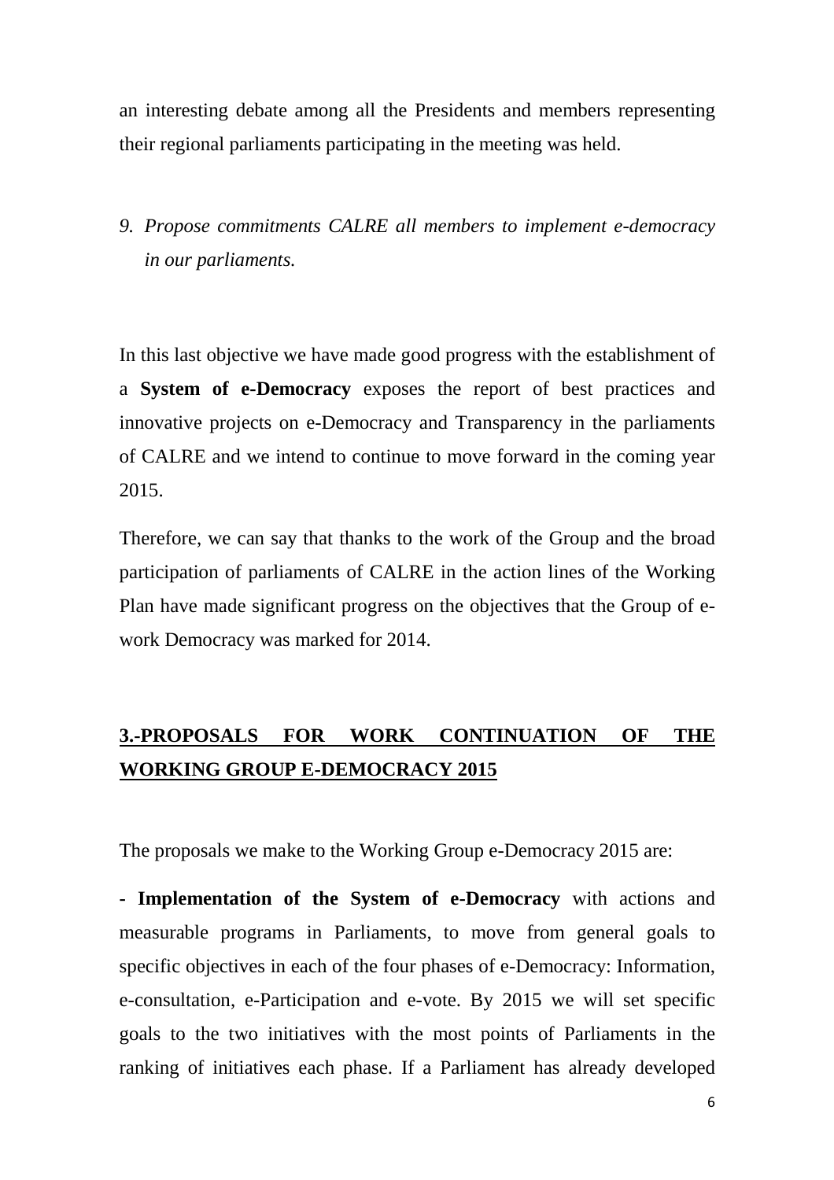an interesting debate among all the Presidents and members representing their regional parliaments participating in the meeting was held.

9. *Propose commitments CALRE all members to implement e-democracy in our parliaments.*

In this last objective we have made good progress with the establishment of a **System of e-Democracy** exposes the report of best practices and innovative projects on e-Democracy and Transparency in the parliaments of CALRE and we intend to continue to move forward in the coming year 2015.

Therefore, we can say that thanks to the work of the Group and the broad participation of parliaments of CALRE in the action lines of the Working Plan have made significant progress on the objectives that the Group of e-work Democracy was marked for 2014.

## 3.-PROPOSALS FOR WORK CONTINUATION OF THE WORKING GROUP E-DEMOCRACY 2015

The proposals we make to the Working Group e-Democracy 2015 are:

- **Implementation of the System of e-Democracy** with actions and measurable programs in Parliaments, to move from general goals to specific objectives in each of the four phases of e-Democracy: Information, e-consultation, e-Participation and e-vote. By 2015 we will set specific goals to the two initiatives with the most points of Parliaments in the ranking of initiatives each phase. If a Parliament has already developed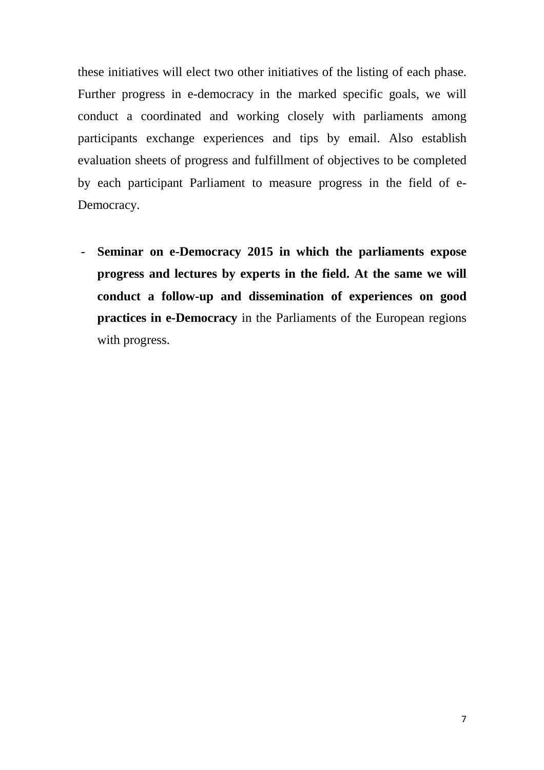these initiatives will elect two other initiatives of the listing of each phase. Further progress in e-democracy in the marked specific goals, we will conduct a coordinated and working closely with parliaments among participants exchange experiences and tips by email. Also establish evaluation sheets of progress and fulfillment of objectives to be completed by each participant Parliament to measure progress in the field of e-Democracy.

- **Seminar on e-Democracy 2015 in which the parliaments expose progress and lectures by experts in the field. At the same we will conduct a follow-up and dissemination of experiences on good practices in e-Democracy** in the Parliaments of the European regions with progress.